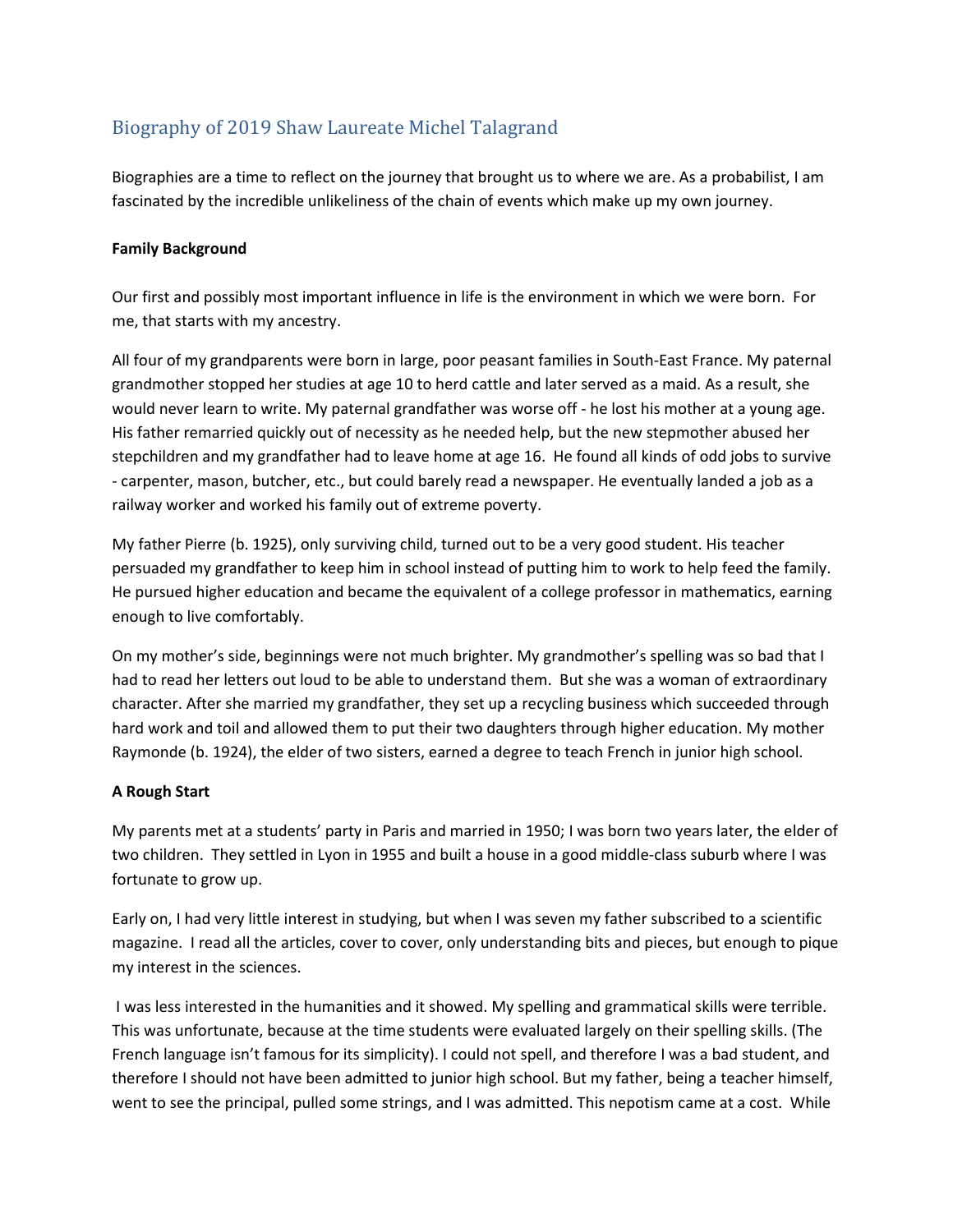# Biography of 2019 Shaw Laureate Michel Talagrand

Biographies are a time to reflect on the journey that brought us to where we are. As a probabilist, I am fascinated by the incredible unlikeliness of the chain of events which make up my own journey.

**Family Background**

Our first and possibly most important influence in life is the environment in which we were born. For me, that starts with my ancestry.

All four of my grandparents were born in large, poor peasant families in South-East France. My paternal grandmother stopped her studies at age 10 to herd cattle and later served as a maid. As a result, she would never learn to write. My paternal grandfather was worse off - he lost his mother at a young age. His father remarried quickly out of necessity as he needed help, but the new stepmother abused her stepchildren and my grandfather had to leave home at age 16. He found all kinds of odd jobs to survive - carpenter, mason, butcher, etc., but could barely read a newspaper. He eventually landed a job as a railway worker and worked his family out of extreme poverty.

My father Pierre (b. 1925), only surviving child, turned out to be a very good student. His teacher persuaded my grandfather to keep him in school instead of putting him to work to help feed the family. He pursued higher education and became the equivalent of a college professor in mathematics, earning enough to live comfortably.

On my mother's side, beginnings were not much brighter. My grandmother's spelling was so bad that I had to read her letters out loud to be able to understand them. But she was a woman of extraordinary character. After she married my grandfather, they set up a recycling business which succeeded through hard work and toil and allowed them to put their two daughters through higher education. My mother Raymonde (b. 1924), the elder of two sisters, earned a degree to teach French in junior high school.

**A Rough Start**

My parents met at a students' party in Paris and married in 1950; I was born two years later, the elder of two children. They settled in Lyon in 1955 and built a house in a good middle-class suburb where I was fortunate to grow up.

Early on, I had very little interest in studying, but when I was seven my father subscribed to a scientific magazine. I read all the articles, cover to cover, only understanding bits and pieces, but enough to pique my interest in the sciences.

I was less interested in the humanities and it showed. My spelling and grammatical skills were terrible. This was unfortunate, because at the time students were evaluated largely on their spelling skills. (The French language isn't famous for its simplicity). I could not spell, and therefore I was a bad student, and therefore I should not have been admitted to junior high school. But my father, being a teacher himself, went to see the principal, pulled some strings, and I was admitted. This nepotism came at a cost. While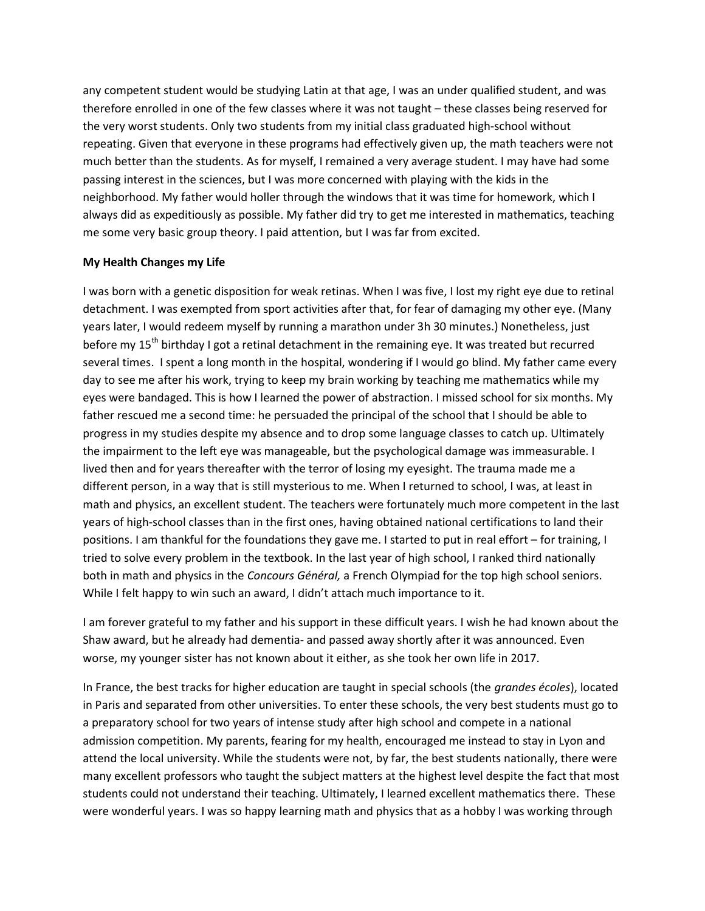any competent student would be studying Latin at that age, I was an under qualified student, and was therefore enrolled in one of the few classes where it was not taught – these classes being reserved for the very worst students. Only two students from my initial class graduated high-school without repeating. Given that everyone in these programs had effectively given up, the math teachers were not much better than the students. As for myself, I remained a very average student. I may have had some passing interest in the sciences, but I was more concerned with playing with the kids in the neighborhood. My father would holler through the windows that it was time for homework, which I always did as expeditiously as possible. My father did try to get me interested in mathematics, teaching me some very basic group theory. I paid attention, but I was far from excited.

**My Health Changes my Life**

I was born with a genetic disposition for weak retinas. When I was five, I lost my right eye due to retinal detachment. I was exempted from sport activities after that, for fear of damaging my other eye. (Many years later, I would redeem myself by running a marathon under 3h 30 minutes.) Nonetheless, just before my 15th birthday I got a retinal detachment in the remaining eye. It was treated but recurred several times. I spent a long month in the hospital, wondering if I would go blind. My father came every day to see me after his work, trying to keep my brain working by teaching me mathematics while my eyes were bandaged. This is how I learned the power of abstraction. I missed school for six months. My father rescued me a second time: he persuaded the principal of the school that I should be able to progress in my studies despite my absence and to drop some language classes to catch up. Ultimately the impairment to the left eye was manageable, but the psychological damage was immeasurable. I lived then and for years thereafter with the terror of losing my eyesight. The trauma made me a different person, in a way that is still mysterious to me. When I returned to school, I was, at least in math and physics, an excellent student. The teachers were fortunately much more competent in the last years of high-school classes than in the first ones, having obtained national certifications to land their positions. I am thankful for the foundations they gave me. I started to put in real effort – for training, I tried to solve every problem in the textbook. In the last year of high school, I ranked third nationally both in math and physics in the *Concours Général,* a French Olympiad for the top high school seniors. While I felt happy to win such an award, I didn't attach much importance to it.

I am forever grateful to my father and his support in these difficult years. I wish he had known about the Shaw award, but he already had dementia- and passed away shortly after it was announced. Even worse, my younger sister has not known about it either, as she took her own life in 2017.

In France, the best tracks for higher education are taught in special schools (the *grandes écoles*), located in Paris and separated from other universities. To enter these schools, the very best students must go to a preparatory school for two years of intense study after high school and compete in a national admission competition. My parents, fearing for my health, encouraged me instead to stay in Lyon and attend the local university. While the students were not, by far, the best students nationally, there were many excellent professors who taught the subject matters at the highest level despite the fact that most students could not understand their teaching. Ultimately, I learned excellent mathematics there. These were wonderful years. I was so happy learning math and physics that as a hobby I was working through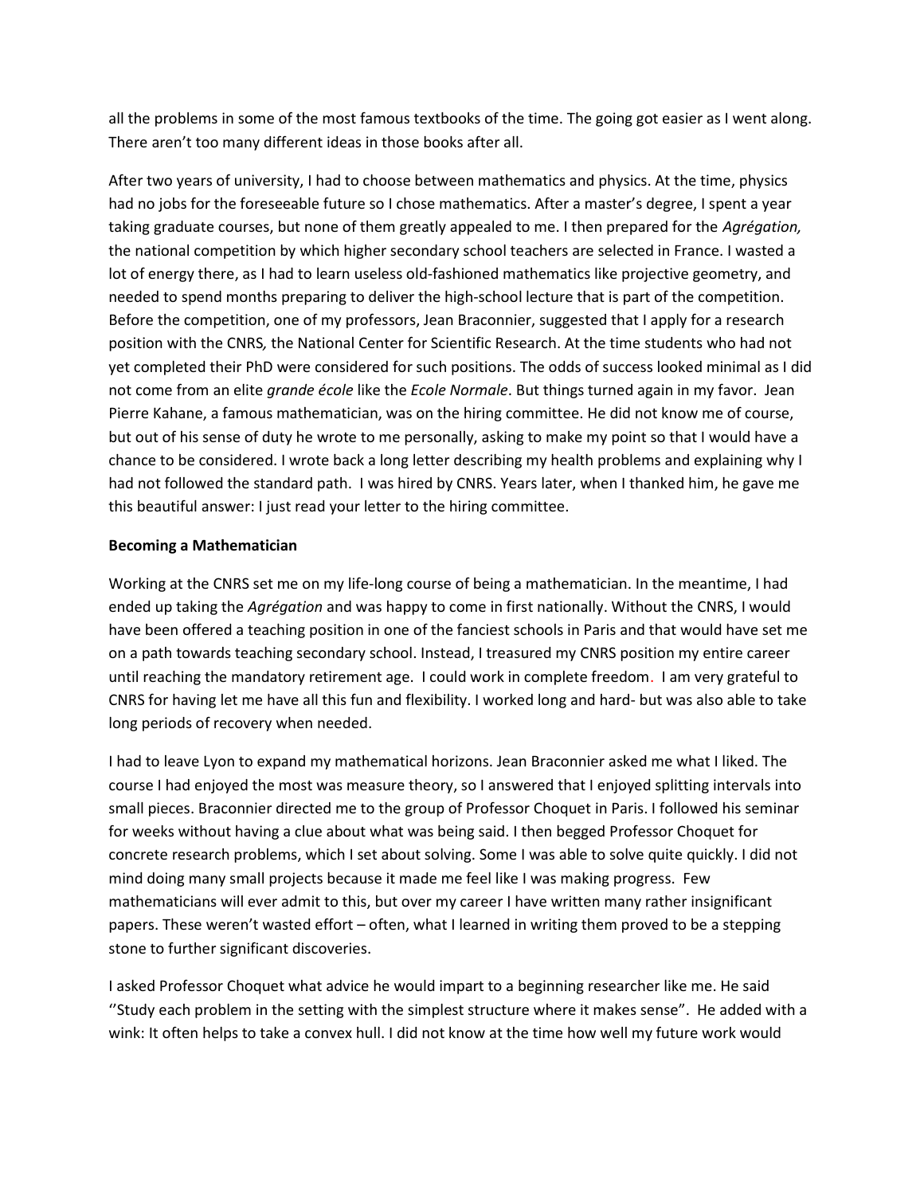all the problems in some of the most famous textbooks of the time. The going got easier as I went along. There aren't too many different ideas in those books after all.

After two years of university, I had to choose between mathematics and physics. At the time, physics had no jobs for the foreseeable future so I chose mathematics. After a master's degree, I spent a year taking graduate courses, but none of them greatly appealed to me. I then prepared for the *Agrégation,* the national competition by which higher secondary school teachers are selected in France. I wasted a lot of energy there, as I had to learn useless old-fashioned mathematics like projective geometry, and needed to spend months preparing to deliver the high-school lecture that is part of the competition. Before the competition, one of my professors, Jean Braconnier, suggested that I apply for a research position with the CNRS*,* the National Center for Scientific Research. At the time students who had not yet completed their PhD were considered for such positions. The odds of success looked minimal as I did not come from an elite *grande école* like the *Ecole Normale*. But things turned again in my favor. Jean Pierre Kahane, a famous mathematician, was on the hiring committee. He did not know me of course, but out of his sense of duty he wrote to me personally, asking to make my point so that I would have a chance to be considered. I wrote back a long letter describing my health problems and explaining why I had not followed the standard path. I was hired by CNRS. Years later, when I thanked him, he gave me this beautiful answer: I just read your letter to the hiring committee.

**Becoming a Mathematician**

Working at the CNRS set me on my life-long course of being a mathematician. In the meantime, I had ended up taking the *Agrégation* and was happy to come in first nationally. Without the CNRS, I would have been offered a teaching position in one of the fanciest schools in Paris and that would have set me on a path towards teaching secondary school. Instead, I treasured my CNRS position my entire career until reaching the mandatory retirement age. I could work in complete freedom. I am very grateful to CNRS for having let me have all this fun and flexibility. I worked long and hard- but was also able to take long periods of recovery when needed.

I had to leave Lyon to expand my mathematical horizons. Jean Braconnier asked me what I liked. The course I had enjoyed the most was measure theory, so I answered that I enjoyed splitting intervals into small pieces. Braconnier directed me to the group of Professor Choquet in Paris. I followed his seminar for weeks without having a clue about what was being said. I then begged Professor Choquet for concrete research problems, which I set about solving. Some I was able to solve quite quickly. I did not mind doing many small projects because it made me feel like I was making progress. Few mathematicians will ever admit to this, but over my career I have written many rather insignificant papers. These weren't wasted effort – often, what I learned in writing them proved to be a stepping stone to further significant discoveries.

I asked Professor Choquet what advice he would impart to a beginning researcher like me. He said ''Study each problem in the setting with the simplest structure where it makes sense". He added with a wink: It often helps to take a convex hull. I did not know at the time how well my future work would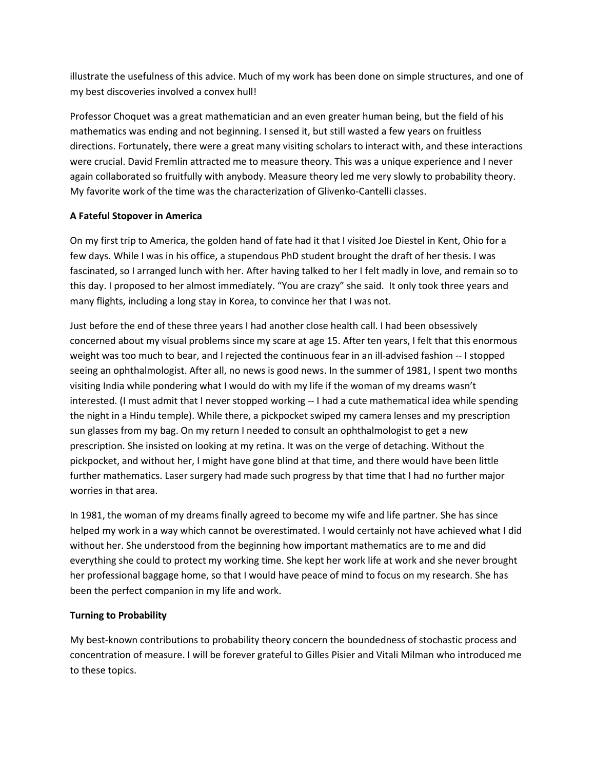illustrate the usefulness of this advice. Much of my work has been done on simple structures, and one of my best discoveries involved a convex hull!

Professor Choquet was a great mathematician and an even greater human being, but the field of his mathematics was ending and not beginning. I sensed it, but still wasted a few years on fruitless directions. Fortunately, there were a great many visiting scholars to interact with, and these interactions were crucial. David Fremlin attracted me to measure theory. This was a unique experience and I never again collaborated so fruitfully with anybody. Measure theory led me very slowly to probability theory. My favorite work of the time was the characterization of Glivenko-Cantelli classes.

**A Fateful Stopover in America**

On my first trip to America, the golden hand of fate had it that I visited Joe Diestel in Kent, Ohio for a few days. While I was in his office, a stupendous PhD student brought the draft of her thesis. I was fascinated, so I arranged lunch with her. After having talked to her I felt madly in love, and remain so to this day. I proposed to her almost immediately. "You are crazy" she said. It only took three years and many flights, including a long stay in Korea, to convince her that I was not.

Just before the end of these three years I had another close health call. I had been obsessively concerned about my visual problems since my scare at age 15. After ten years, I felt that this enormous weight was too much to bear, and I rejected the continuous fear in an ill-advised fashion -- I stopped seeing an ophthalmologist. After all, no news is good news. In the summer of 1981, I spent two months visiting India while pondering what I would do with my life if the woman of my dreams wasn't interested. (I must admit that I never stopped working -- I had a cute mathematical idea while spending the night in a Hindu temple). While there, a pickpocket swiped my camera lenses and my prescription sun glasses from my bag. On my return I needed to consult an ophthalmologist to get a new prescription. She insisted on looking at my retina. It was on the verge of detaching. Without the pickpocket, and without her, I might have gone blind at that time, and there would have been little further mathematics. Laser surgery had made such progress by that time that I had no further major worries in that area.

In 1981, the woman of my dreams finally agreed to become my wife and life partner. She has since helped my work in a way which cannot be overestimated. I would certainly not have achieved what I did without her. She understood from the beginning how important mathematics are to me and did everything she could to protect my working time. She kept her work life at work and she never brought her professional baggage home, so that I would have peace of mind to focus on my research. She has been the perfect companion in my life and work.

**Turning to Probability**

My best-known contributions to probability theory concern the boundedness of stochastic process and concentration of measure. I will be forever grateful to Gilles Pisier and Vitali Milman who introduced me to these topics.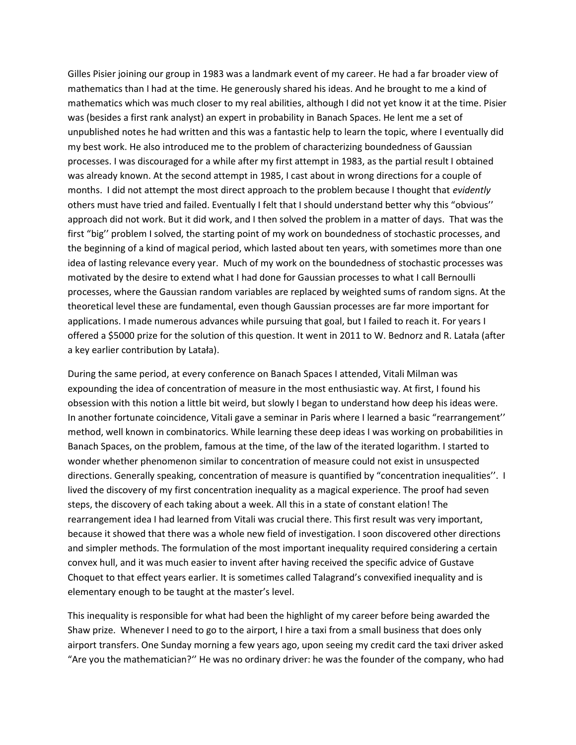Gilles Pisier joining our group in 1983 was a landmark event of my career. He had a far broader view of mathematics than I had at the time. He generously shared his ideas. And he brought to me a kind of mathematics which was much closer to my real abilities, although I did not yet know it at the time. Pisier was (besides a first rank analyst) an expert in probability in Banach Spaces. He lent me a set of unpublished notes he had written and this was a fantastic help to learn the topic, where I eventually did my best work. He also introduced me to the problem of characterizing boundedness of Gaussian processes. I was discouraged for a while after my first attempt in 1983, as the partial result I obtained was already known. At the second attempt in 1985, I cast about in wrong directions for a couple of months. I did not attempt the most direct approach to the problem because I thought that *evidently* others must have tried and failed. Eventually I felt that I should understand better why this "obvious'' approach did not work. But it did work, and I then solved the problem in a matter of days. That was the first "big'' problem I solved, the starting point of my work on boundedness of stochastic processes, and the beginning of a kind of magical period, which lasted about ten years, with sometimes more than one idea of lasting relevance every year. Much of my work on the boundedness of stochastic processes was motivated by the desire to extend what I had done for Gaussian processes to what I call Bernoulli processes, where the Gaussian random variables are replaced by weighted sums of random signs. At the theoretical level these are fundamental, even though Gaussian processes are far more important for applications. I made numerous advances while pursuing that goal, but I failed to reach it. For years I offered a $5000 prize for the solution of this question. It went in 2011 to W. Bednorz and R. Latała (after a key earlier contribution by Latała).

During the same period, at every conference on Banach Spaces I attended, Vitali Milman was expounding the idea of concentration of measure in the most enthusiastic way. At first, I found his obsession with this notion a little bit weird, but slowly I began to understand how deep his ideas were. In another fortunate coincidence, Vitali gave a seminar in Paris where I learned a basic "rearrangement'' method, well known in combinatorics. While learning these deep ideas I was working on probabilities in Banach Spaces, on the problem, famous at the time, of the law of the iterated logarithm. I started to wonder whether phenomenon similar to concentration of measure could not exist in unsuspected directions. Generally speaking, concentration of measure is quantified by "concentration inequalities''. I lived the discovery of my first concentration inequality as a magical experience. The proof had seven steps, the discovery of each taking about a week. All this in a state of constant elation! The rearrangement idea I had learned from Vitali was crucial there. This first result was very important, because it showed that there was a whole new field of investigation. I soon discovered other directions and simpler methods. The formulation of the most important inequality required considering a certain convex hull, and it was much easier to invent after having received the specific advice of Gustave Choquet to that effect years earlier. It is sometimes called Talagrand's convexified inequality and is elementary enough to be taught at the master's level.

This inequality is responsible for what had been the highlight of my career before being awarded the Shaw prize. Whenever I need to go to the airport, I hire a taxi from a small business that does only airport transfers. One Sunday morning a few years ago, upon seeing my credit card the taxi driver asked "Are you the mathematician?'' He was no ordinary driver: he was the founder of the company, who had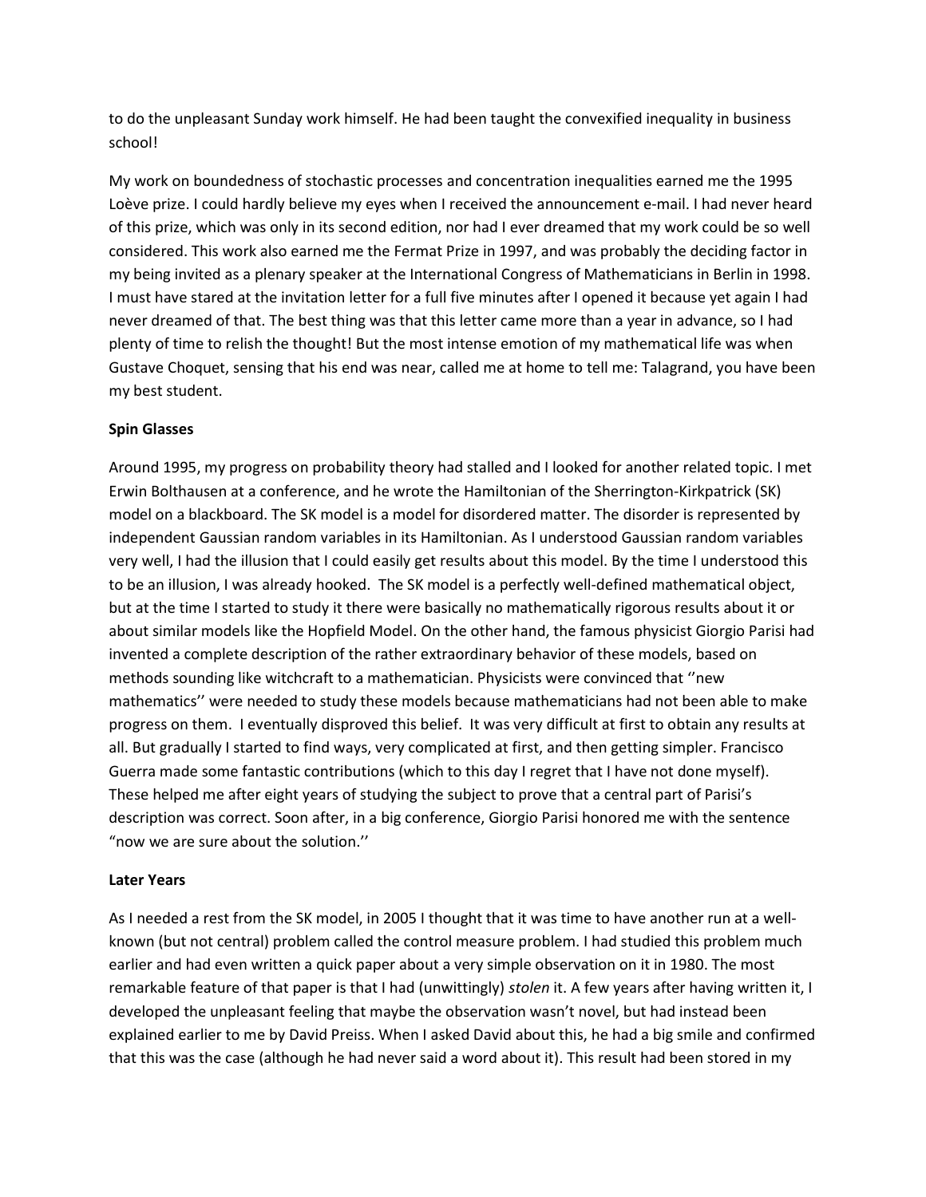to do the unpleasant Sunday work himself. He had been taught the convexified inequality in business school!

My work on boundedness of stochastic processes and concentration inequalities earned me the 1995 Loève prize. I could hardly believe my eyes when I received the announcement e-mail. I had never heard of this prize, which was only in its second edition, nor had I ever dreamed that my work could be so well considered. This work also earned me the Fermat Prize in 1997, and was probably the deciding factor in my being invited as a plenary speaker at the International Congress of Mathematicians in Berlin in 1998. I must have stared at the invitation letter for a full five minutes after I opened it because yet again I had never dreamed of that. The best thing was that this letter came more than a year in advance, so I had plenty of time to relish the thought! But the most intense emotion of my mathematical life was when Gustave Choquet, sensing that his end was near, called me at home to tell me: Talagrand, you have been my best student.

**Spin Glasses**

Around 1995, my progress on probability theory had stalled and I looked for another related topic. I met Erwin Bolthausen at a conference, and he wrote the Hamiltonian of the Sherrington-Kirkpatrick (SK) model on a blackboard. The SK model is a model for disordered matter. The disorder is represented by independent Gaussian random variables in its Hamiltonian. As I understood Gaussian random variables very well, I had the illusion that I could easily get results about this model. By the time I understood this to be an illusion, I was already hooked. The SK model is a perfectly well-defined mathematical object, but at the time I started to study it there were basically no mathematically rigorous results about it or about similar models like the Hopfield Model. On the other hand, the famous physicist Giorgio Parisi had invented a complete description of the rather extraordinary behavior of these models, based on methods sounding like witchcraft to a mathematician. Physicists were convinced that ''new mathematics'' were needed to study these models because mathematicians had not been able to make progress on them. I eventually disproved this belief. It was very difficult at first to obtain any results at all. But gradually I started to find ways, very complicated at first, and then getting simpler. Francisco Guerra made some fantastic contributions (which to this day I regret that I have not done myself). These helped me after eight years of studying the subject to prove that a central part of Parisi's description was correct. Soon after, in a big conference, Giorgio Parisi honored me with the sentence "now we are sure about the solution.''

**Later Years**

As I needed a rest from the SK model, in 2005 I thought that it was time to have another run at a well-known (but not central) problem called the control measure problem. I had studied this problem much earlier and had even written a quick paper about a very simple observation on it in 1980. The most remarkable feature of that paper is that I had (unwittingly) *stolen* it. A few years after having written it, I developed the unpleasant feeling that maybe the observation wasn't novel, but had instead been explained earlier to me by David Preiss. When I asked David about this, he had a big smile and confirmed that this was the case (although he had never said a word about it). This result had been stored in my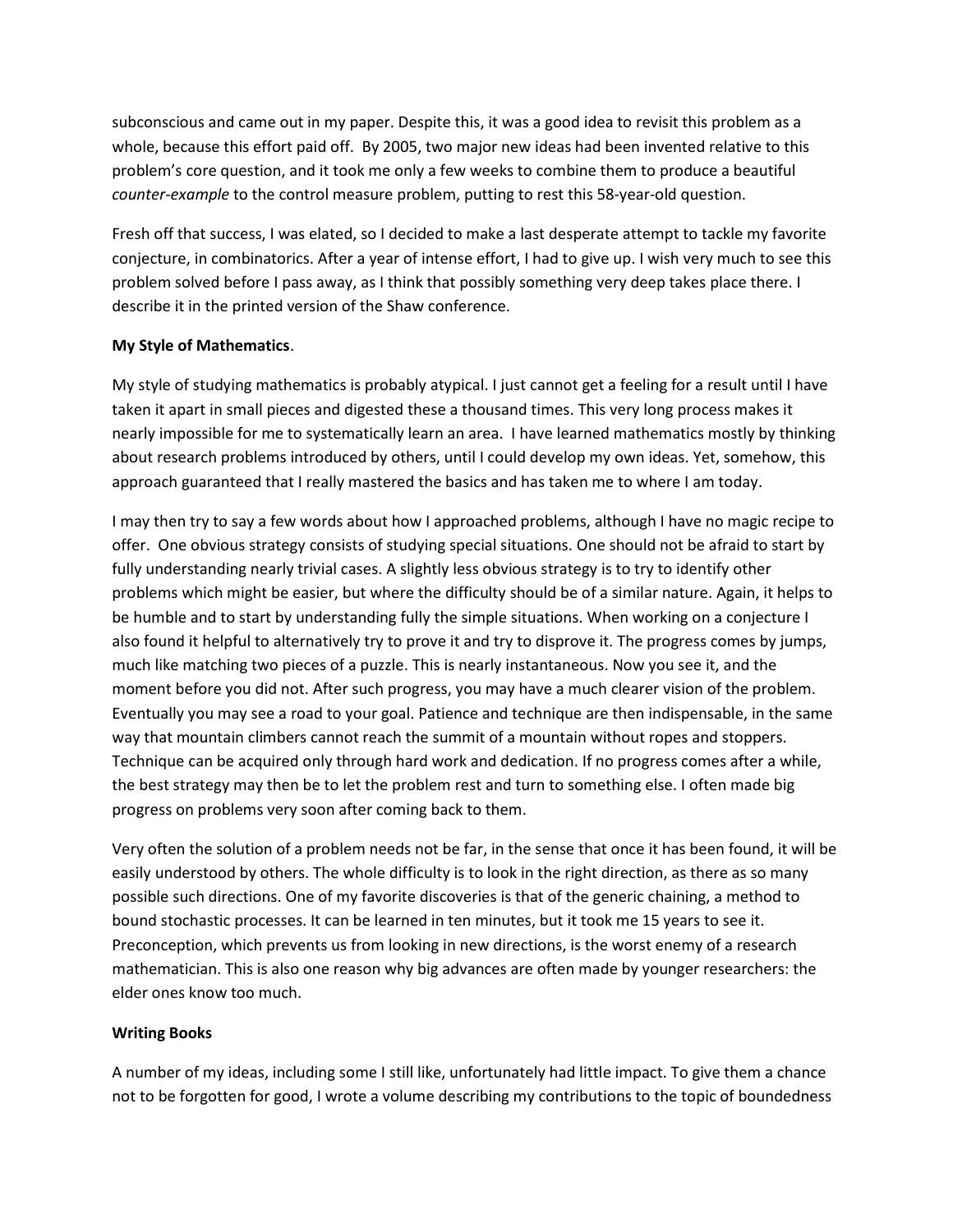subconscious and came out in my paper. Despite this, it was a good idea to revisit this problem as a whole, because this effort paid off. By 2005, two major new ideas had been invented relative to this problem's core question, and it took me only a few weeks to combine them to produce a beautiful *counter-example* to the control measure problem, putting to rest this 58-year-old question.

Fresh off that success, I was elated, so I decided to make a last desperate attempt to tackle my favorite conjecture, in combinatorics. After a year of intense effort, I had to give up. I wish very much to see this problem solved before I pass away, as I think that possibly something very deep takes place there. I describe it in the printed version of the Shaw conference.

**My Style of Mathematics**.

My style of studying mathematics is probably atypical. I just cannot get a feeling for a result until I have taken it apart in small pieces and digested these a thousand times. This very long process makes it nearly impossible for me to systematically learn an area. I have learned mathematics mostly by thinking about research problems introduced by others, until I could develop my own ideas. Yet, somehow, this approach guaranteed that I really mastered the basics and has taken me to where I am today.

I may then try to say a few words about how I approached problems, although I have no magic recipe to offer. One obvious strategy consists of studying special situations. One should not be afraid to start by fully understanding nearly trivial cases. A slightly less obvious strategy is to try to identify other problems which might be easier, but where the difficulty should be of a similar nature. Again, it helps to be humble and to start by understanding fully the simple situations. When working on a conjecture I also found it helpful to alternatively try to prove it and try to disprove it. The progress comes by jumps, much like matching two pieces of a puzzle. This is nearly instantaneous. Now you see it, and the moment before you did not. After such progress, you may have a much clearer vision of the problem. Eventually you may see a road to your goal. Patience and technique are then indispensable, in the same way that mountain climbers cannot reach the summit of a mountain without ropes and stoppers. Technique can be acquired only through hard work and dedication. If no progress comes after a while, the best strategy may then be to let the problem rest and turn to something else. I often made big progress on problems very soon after coming back to them.

Very often the solution of a problem needs not be far, in the sense that once it has been found, it will be easily understood by others. The whole difficulty is to look in the right direction, as there as so many possible such directions. One of my favorite discoveries is that of the generic chaining, a method to bound stochastic processes. It can be learned in ten minutes, but it took me 15 years to see it. Preconception, which prevents us from looking in new directions, is the worst enemy of a research mathematician. This is also one reason why big advances are often made by younger researchers: the elder ones know too much.

**Writing Books**

A number of my ideas, including some I still like, unfortunately had little impact. To give them a chance not to be forgotten for good, I wrote a volume describing my contributions to the topic of boundedness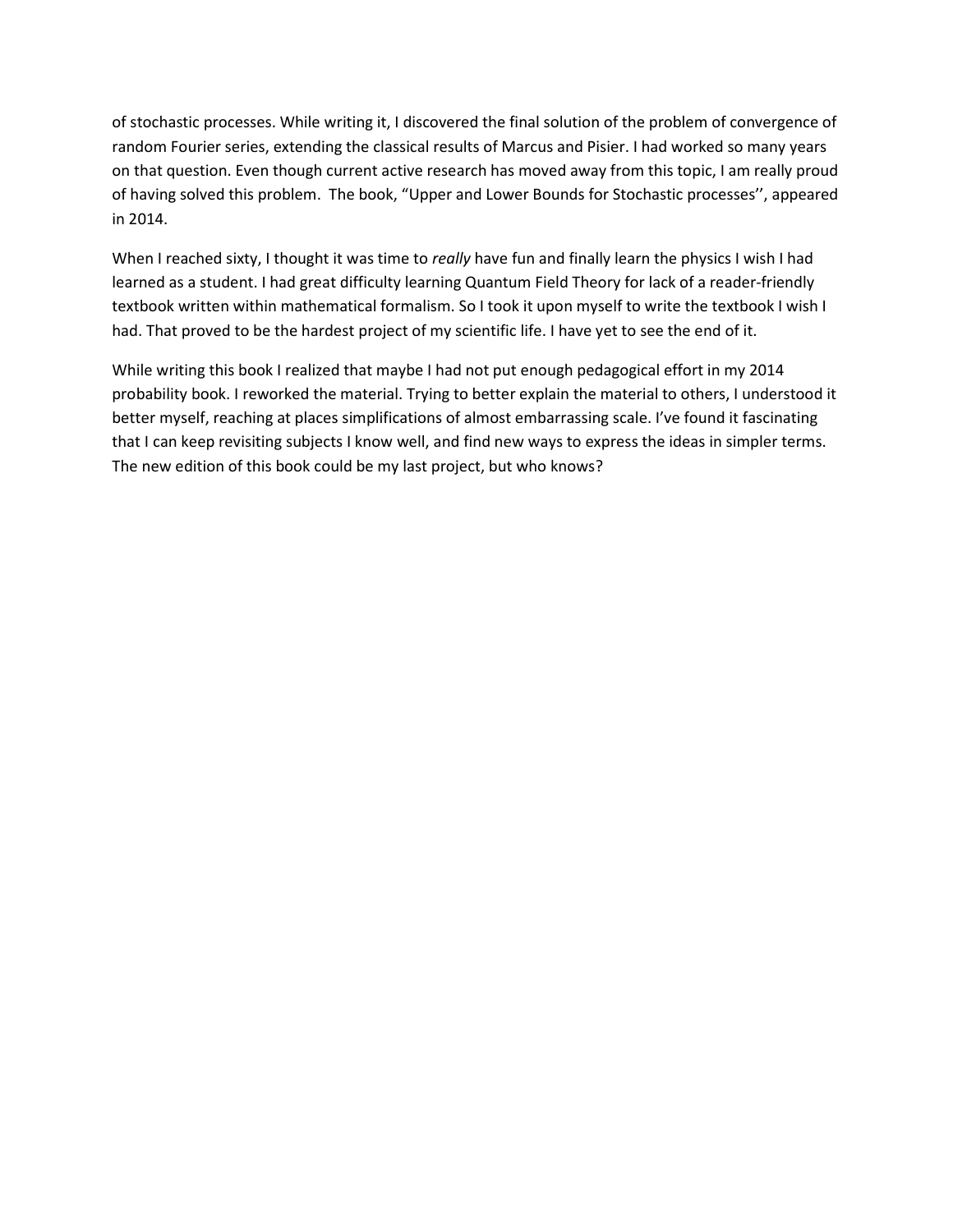of stochastic processes. While writing it, I discovered the final solution of the problem of convergence of random Fourier series, extending the classical results of Marcus and Pisier. I had worked so many years on that question. Even though current active research has moved away from this topic, I am really proud of having solved this problem. The book, “Upper and Lower Bounds for Stochastic processes’’, appeared in 2014.

When I reached sixty, I thought it was time to *really* have fun and finally learn the physics I wish I had learned as a student. I had great difficulty learning Quantum Field Theory for lack of a reader-friendly textbook written within mathematical formalism. So I took it upon myself to write the textbook I wish I had. That proved to be the hardest project of my scientific life. I have yet to see the end of it.

While writing this book I realized that maybe I had not put enough pedagogical effort in my 2014 probability book. I reworked the material. Trying to better explain the material to others, I understood it better myself, reaching at places simplifications of almost embarrassing scale. I’ve found it fascinating that I can keep revisiting subjects I know well, and find new ways to express the ideas in simpler terms. The new edition of this book could be my last project, but who knows?